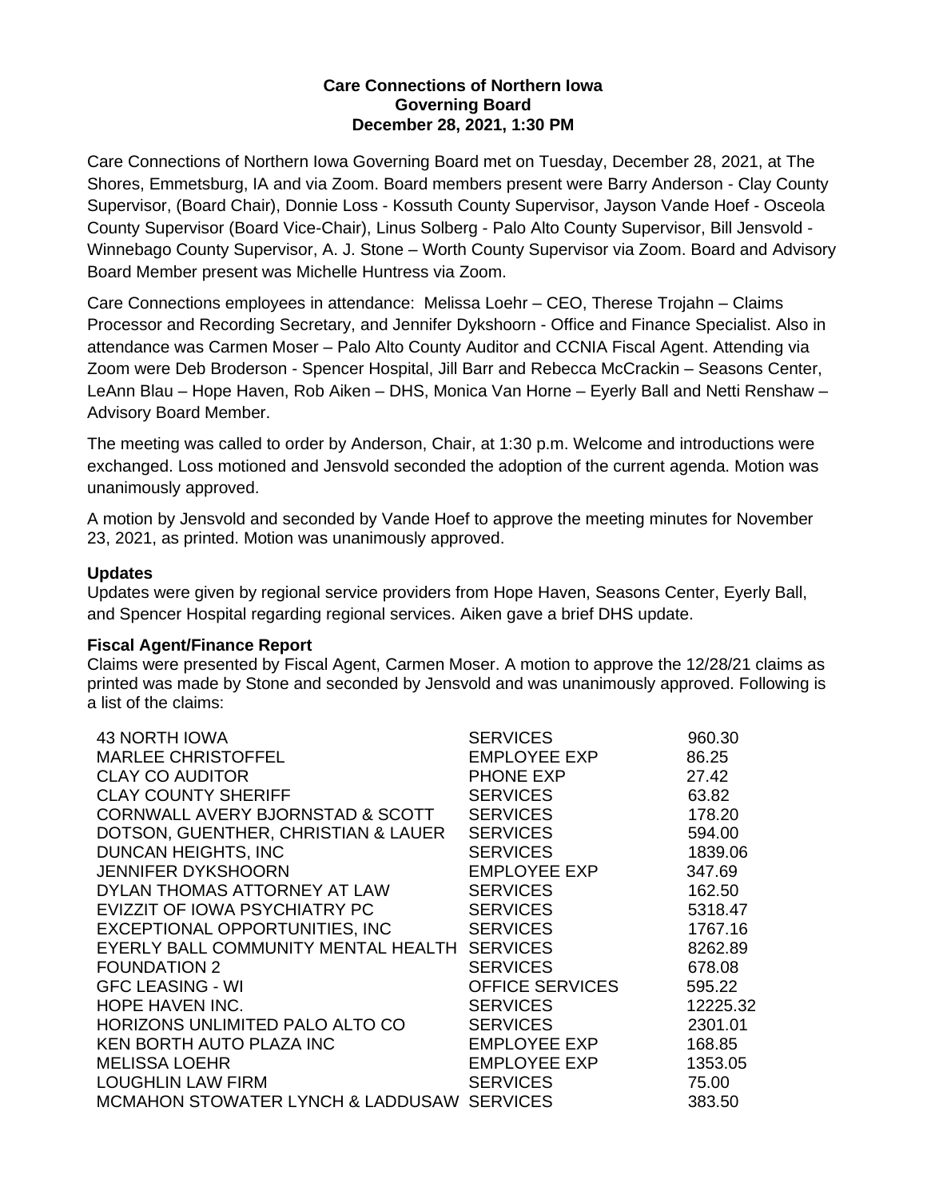**Care Connections of Northern Iowa**
**Governing Board**
**December 28, 2021, 1:30 PM**

Care Connections of Northern Iowa Governing Board met on Tuesday, December 28, 2021, at The Shores, Emmetsburg, IA and via Zoom. Board members present were Barry Anderson - Clay County Supervisor, (Board Chair), Donnie Loss - Kossuth County Supervisor, Jayson Vande Hoef - Osceola County Supervisor (Board Vice-Chair), Linus Solberg - Palo Alto County Supervisor, Bill Jensvold - Winnebago County Supervisor, A. J. Stone – Worth County Supervisor via Zoom. Board and Advisory Board Member present was Michelle Huntress via Zoom.

Care Connections employees in attendance: Melissa Loehr – CEO, Therese Trojahn – Claims Processor and Recording Secretary, and Jennifer Dykshoorn - Office and Finance Specialist. Also in attendance was Carmen Moser – Palo Alto County Auditor and CCNIA Fiscal Agent. Attending via Zoom were Deb Broderson - Spencer Hospital, Jill Barr and Rebecca McCrackin – Seasons Center, LeAnn Blau – Hope Haven, Rob Aiken – DHS, Monica Van Horne – Eyerly Ball and Netti Renshaw – Advisory Board Member.

The meeting was called to order by Anderson, Chair, at 1:30 p.m. Welcome and introductions were exchanged. Loss motioned and Jensvold seconded the adoption of the current agenda. Motion was unanimously approved.

A motion by Jensvold and seconded by Vande Hoef to approve the meeting minutes for November 23, 2021, as printed. Motion was unanimously approved.

**Updates**

Updates were given by regional service providers from Hope Haven, Seasons Center, Eyerly Ball, and Spencer Hospital regarding regional services. Aiken gave a brief DHS update.

**Fiscal Agent/Finance Report**

Claims were presented by Fiscal Agent, Carmen Moser. A motion to approve the 12/28/21 claims as printed was made by Stone and seconded by Jensvold and was unanimously approved. Following is a list of the claims:

| | | |
|---|---|---|
| 43 NORTH IOWA | SERVICES | 960.30 |
| MARLEE CHRISTOFFEL | EMPLOYEE EXP | 86.25 |
| CLAY CO AUDITOR | PHONE EXP | 27.42 |
| CLAY COUNTY SHERIFF | SERVICES | 63.82 |
| CORNWALL AVERY BJORNSTAD & SCOTT | SERVICES | 178.20 |
| DOTSON, GUENTHER, CHRISTIAN & LAUER | SERVICES | 594.00 |
| DUNCAN HEIGHTS, INC | SERVICES | 1839.06 |
| JENNIFER DYKSHOORN | EMPLOYEE EXP | 347.69 |
| DYLAN THOMAS ATTORNEY AT LAW | SERVICES | 162.50 |
| EVIZZIT OF IOWA PSYCHIATRY PC | SERVICES | 5318.47 |
| EXCEPTIONAL OPPORTUNITIES, INC | SERVICES | 1767.16 |
| EYERLY BALL COMMUNITY MENTAL HEALTH | SERVICES | 8262.89 |
| FOUNDATION 2 | SERVICES | 678.08 |
| GFC LEASING - WI | OFFICE SERVICES | 595.22 |
| HOPE HAVEN INC. | SERVICES | 12225.32 |
| HORIZONS UNLIMITED PALO ALTO CO | SERVICES | 2301.01 |
| KEN BORTH AUTO PLAZA INC | EMPLOYEE EXP | 168.85 |
| MELISSA LOEHR | EMPLOYEE EXP | 1353.05 |
| LOUGHLIN LAW FIRM | SERVICES | 75.00 |
| MCMAHON STOWATER LYNCH & LADDUSAW | SERVICES | 383.50 |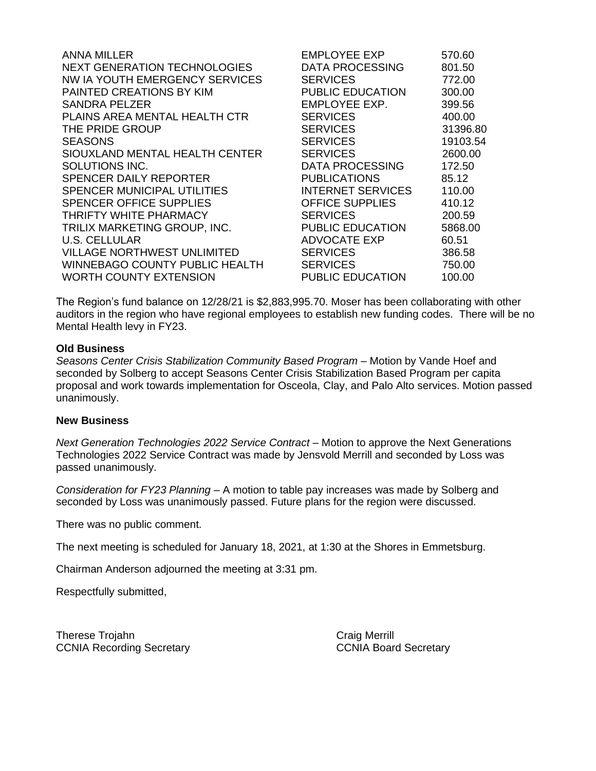| | | |
|---|---|---|
| ANNA MILLER | EMPLOYEE EXP | 570.60 |
| NEXT GENERATION TECHNOLOGIES | DATA PROCESSING | 801.50 |
| NW IA YOUTH EMERGENCY SERVICES | SERVICES | 772.00 |
| PAINTED CREATIONS BY KIM | PUBLIC EDUCATION | 300.00 |
| SANDRA PELZER | EMPLOYEE EXP. | 399.56 |
| PLAINS AREA MENTAL HEALTH CTR | SERVICES | 400.00 |
| THE PRIDE GROUP | SERVICES | 31396.80 |
| SEASONS | SERVICES | 19103.54 |
| SIOUXLAND MENTAL HEALTH CENTER | SERVICES | 2600.00 |
| SOLUTIONS INC. | DATA PROCESSING | 172.50 |
| SPENCER DAILY REPORTER | PUBLICATIONS | 85.12 |
| SPENCER MUNICIPAL UTILITIES | INTERNET SERVICES | 110.00 |
| SPENCER OFFICE SUPPLIES | OFFICE SUPPLIES | 410.12 |
| THRIFTY WHITE PHARMACY | SERVICES | 200.59 |
| TRILIX MARKETING GROUP, INC. | PUBLIC EDUCATION | 5868.00 |
| U.S. CELLULAR | ADVOCATE EXP | 60.51 |
| VILLAGE NORTHWEST UNLIMITED | SERVICES | 386.58 |
| WINNEBAGO COUNTY PUBLIC HEALTH | SERVICES | 750.00 |
| WORTH COUNTY EXTENSION | PUBLIC EDUCATION | 100.00 |

The Region's fund balance on 12/28/21 is $2,883,995.70. Moser has been collaborating with other auditors in the region who have regional employees to establish new funding codes. There will be no Mental Health levy in FY23.

**Old Business**

*Seasons Center Crisis Stabilization Community Based Program* – Motion by Vande Hoef and seconded by Solberg to accept Seasons Center Crisis Stabilization Based Program per capita proposal and work towards implementation for Osceola, Clay, and Palo Alto services. Motion passed unanimously.

**New Business**

*Next Generation Technologies 2022 Service Contract* – Motion to approve the Next Generations Technologies 2022 Service Contract was made by Jensvold Merrill and seconded by Loss was passed unanimously.

*Consideration for FY23 Planning* – A motion to table pay increases was made by Solberg and seconded by Loss was unanimously passed. Future plans for the region were discussed.

There was no public comment.

The next meeting is scheduled for January 18, 2021, at 1:30 at the Shores in Emmetsburg.

Chairman Anderson adjourned the meeting at 3:31 pm.

Respectfully submitted,

Therese Trojahn
CCNIA Recording Secretary

Craig Merrill
CCNIA Board Secretary